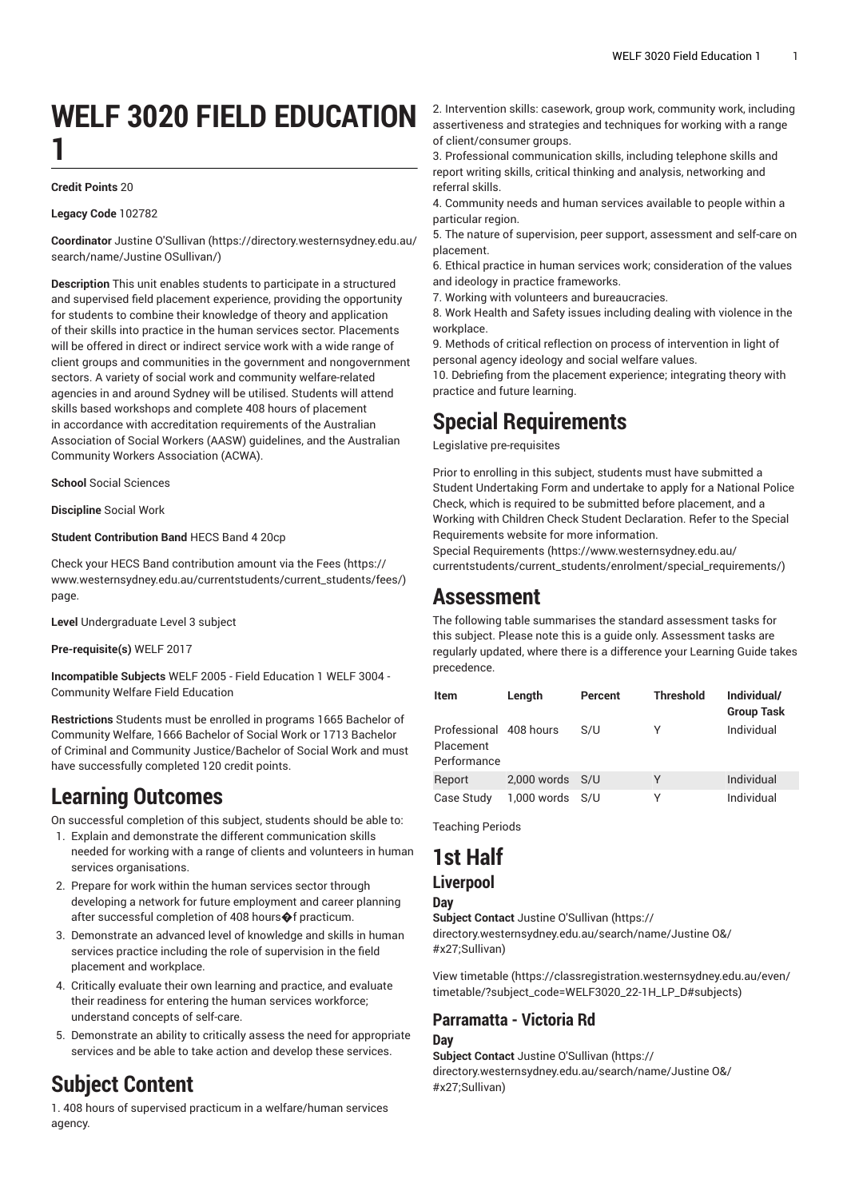# WELF 3020 FIELD EDUCATION 1

**Credit Points** 20

**Legacy Code** 102782

**Coordinator** Justine O'Sullivan (https://directory.westernsydney.edu.au/search/name/Justine OSullivan/)

**Description** This unit enables students to participate in a structured and supervised field placement experience, providing the opportunity for students to combine their knowledge of theory and application of their skills into practice in the human services sector. Placements will be offered in direct or indirect service work with a wide range of client groups and communities in the government and nongovernment sectors. A variety of social work and community welfare-related agencies in and around Sydney will be utilised. Students will attend skills based workshops and complete 408 hours of placement in accordance with accreditation requirements of the Australian Association of Social Workers (AASW) guidelines, and the Australian Community Workers Association (ACWA).

**School** Social Sciences

**Discipline** Social Work

**Student Contribution Band** HECS Band 4 20cp

Check your HECS Band contribution amount via the Fees (https://www.westernsydney.edu.au/currentstudents/current_students/fees/) page.

**Level** Undergraduate Level 3 subject

**Pre-requisite(s)** WELF 2017

**Incompatible Subjects** WELF 2005 - Field Education 1 WELF 3004 - Community Welfare Field Education

**Restrictions** Students must be enrolled in programs 1665 Bachelor of Community Welfare, 1666 Bachelor of Social Work or 1713 Bachelor of Criminal and Community Justice/Bachelor of Social Work and must have successfully completed 120 credit points.

## Learning Outcomes

On successful completion of this subject, students should be able to:

1. Explain and demonstrate the different communication skills needed for working with a range of clients and volunteers in human services organisations.
2. Prepare for work within the human services sector through developing a network for future employment and career planning after successful completion of 408 hours�f practicum.
3. Demonstrate an advanced level of knowledge and skills in human services practice including the role of supervision in the field placement and workplace.
4. Critically evaluate their own learning and practice, and evaluate their readiness for entering the human services workforce; understand concepts of self-care.
5. Demonstrate an ability to critically assess the need for appropriate services and be able to take action and develop these services.

## Subject Content

1. 408 hours of supervised practicum in a welfare/human services agency.
2. Intervention skills: casework, group work, community work, including assertiveness and strategies and techniques for working with a range of client/consumer groups.
3. Professional communication skills, including telephone skills and report writing skills, critical thinking and analysis, networking and referral skills.
4. Community needs and human services available to people within a particular region.
5. The nature of supervision, peer support, assessment and self-care on placement.
6. Ethical practice in human services work; consideration of the values and ideology in practice frameworks.
7. Working with volunteers and bureaucracies.
8. Work Health and Safety issues including dealing with violence in the workplace.
9. Methods of critical reflection on process of intervention in light of personal agency ideology and social welfare values.
10. Debriefing from the placement experience; integrating theory with practice and future learning.

## Special Requirements

Legislative pre-requisites

Prior to enrolling in this subject, students must have submitted a Student Undertaking Form and undertake to apply for a National Police Check, which is required to be submitted before placement, and a Working with Children Check Student Declaration. Refer to the Special Requirements website for more information.
Special Requirements (https://www.westernsydney.edu.au/currentstudents/current_students/enrolment/special_requirements/)

## Assessment

The following table summarises the standard assessment tasks for this subject. Please note this is a guide only. Assessment tasks are regularly updated, where there is a difference your Learning Guide takes precedence.

| Item | Length | Percent | Threshold | Individual/ Group Task |
|---|---|---|---|---|
| Professional Placement Performance | 408 hours | S/U | Y | Individual |
| Report | 2,000 words | S/U | Y | Individual |
| Case Study | 1,000 words | S/U | Y | Individual |

Teaching Periods

## 1st Half

### Liverpool

#### Day

**Subject Contact** Justine O'Sullivan (https://directory.westernsydney.edu.au/search/name/Justine O&#x27;Sullivan)

View timetable (https://classregistration.westernsydney.edu.au/even/timetable/?subject_code=WELF3020_22-1H_LP_D#subjects)

### Parramatta - Victoria Rd

#### Day

**Subject Contact** Justine O'Sullivan (https://directory.westernsydney.edu.au/search/name/Justine O&#x27;Sullivan)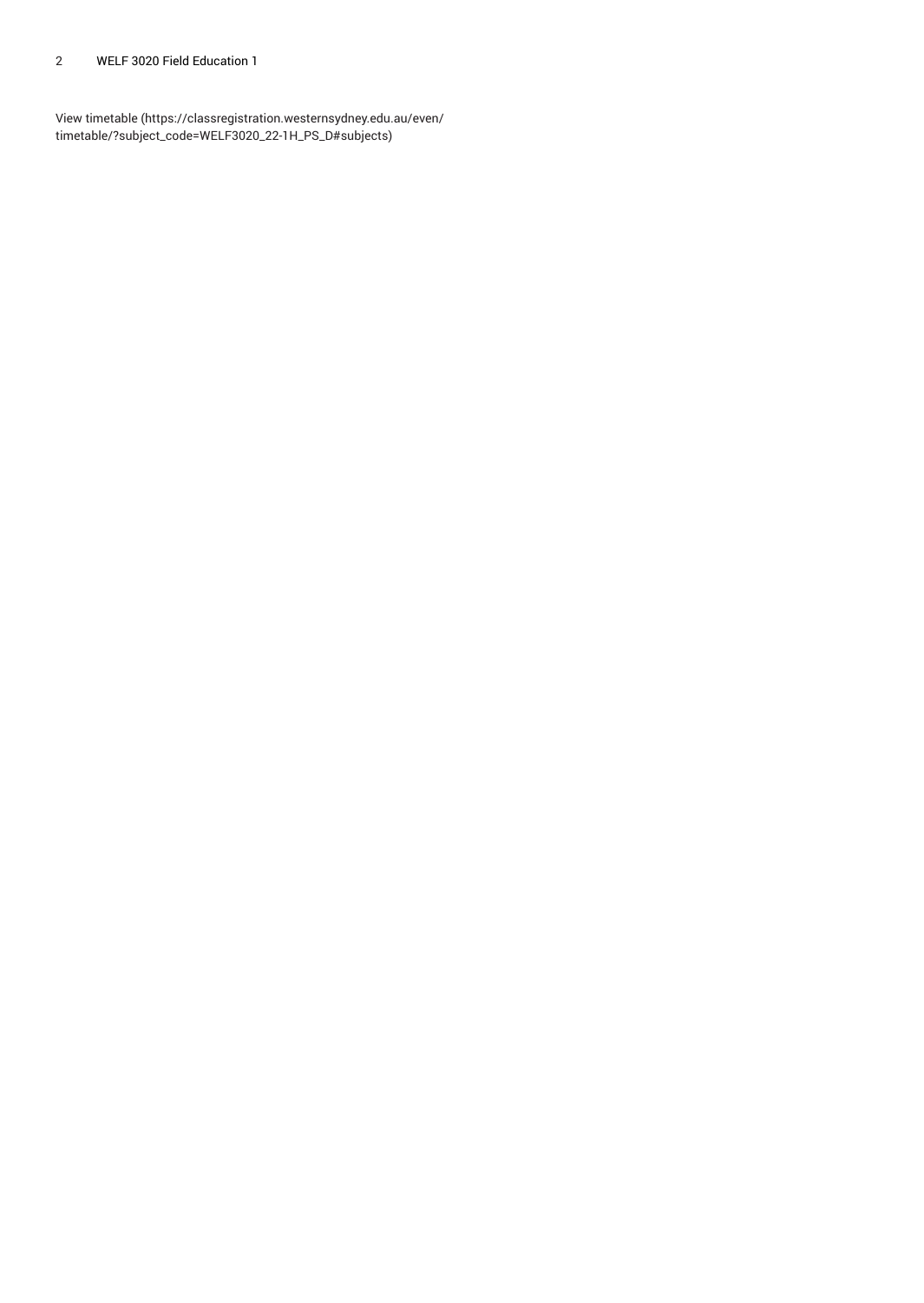View timetable (https://classregistration.westernsydney.edu.au/even/timetable/?subject_code=WELF3020_22-1H_PS_D#subjects)